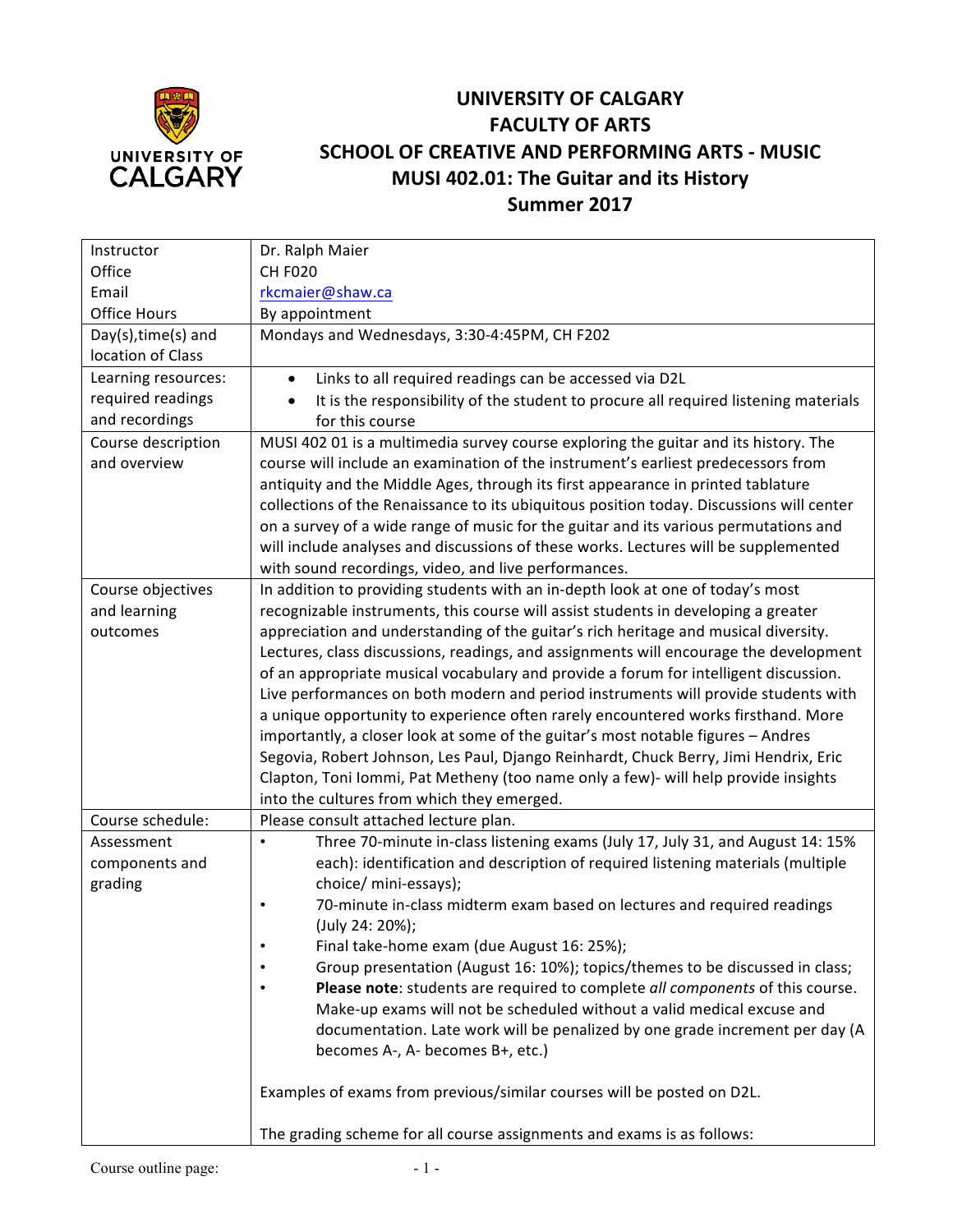# UNIVERSITY OF CALGARY
# FACULTY OF ARTS
# SCHOOL OF CREATIVE AND PERFORMING ARTS - MUSIC
# MUSI 402.01: The Guitar and its History
# Summer 2017

| | |
|---|---|
| Instructor<br>Office<br>Email<br>Office Hours | Dr. Ralph Maier<br>CH F020<br>rkcmaier@shaw.ca<br>By appointment |
| Day(s),time(s) and location of Class | Mondays and Wednesdays, 3:30-4:45PM, CH F202 |
| Learning resources: required readings and recordings | • Links to all required readings can be accessed via D2L<br>• It is the responsibility of the student to procure all required listening materials for this course |
| Course description and overview | MUSI 402 01 is a multimedia survey course exploring the guitar and its history. The course will include an examination of the instrument's earliest predecessors from antiquity and the Middle Ages, through its first appearance in printed tablature collections of the Renaissance to its ubiquitous position today. Discussions will center on a survey of a wide range of music for the guitar and its various permutations and will include analyses and discussions of these works. Lectures will be supplemented with sound recordings, video, and live performances. |
| Course objectives and learning outcomes | In addition to providing students with an in-depth look at one of today's most recognizable instruments, this course will assist students in developing a greater appreciation and understanding of the guitar's rich heritage and musical diversity. Lectures, class discussions, readings, and assignments will encourage the development of an appropriate musical vocabulary and provide a forum for intelligent discussion. Live performances on both modern and period instruments will provide students with a unique opportunity to experience often rarely encountered works firsthand. More importantly, a closer look at some of the guitar's most notable figures – Andres Segovia, Robert Johnson, Les Paul, Django Reinhardt, Chuck Berry, Jimi Hendrix, Eric Clapton, Toni Iommi, Pat Metheny (too name only a few)- will help provide insights into the cultures from which they emerged. |
| Course schedule: | Please consult attached lecture plan. |
| Assessment components and grading | • Three 70-minute in-class listening exams (July 17, July 31, and August 14: 15% each): identification and description of required listening materials (multiple choice/ mini-essays);<br>• 70-minute in-class midterm exam based on lectures and required readings (July 24: 20%);<br>• Final take-home exam (due August 16: 25%);<br>• Group presentation (August 16: 10%); topics/themes to be discussed in class;<br>• **Please note**: students are required to complete *all components* of this course. Make-up exams will not be scheduled without a valid medical excuse and documentation. Late work will be penalized by one grade increment per day (A becomes A-, A- becomes B+, etc.)<br><br>Examples of exams from previous/similar courses will be posted on D2L.<br><br>The grading scheme for all course assignments and exams is as follows: |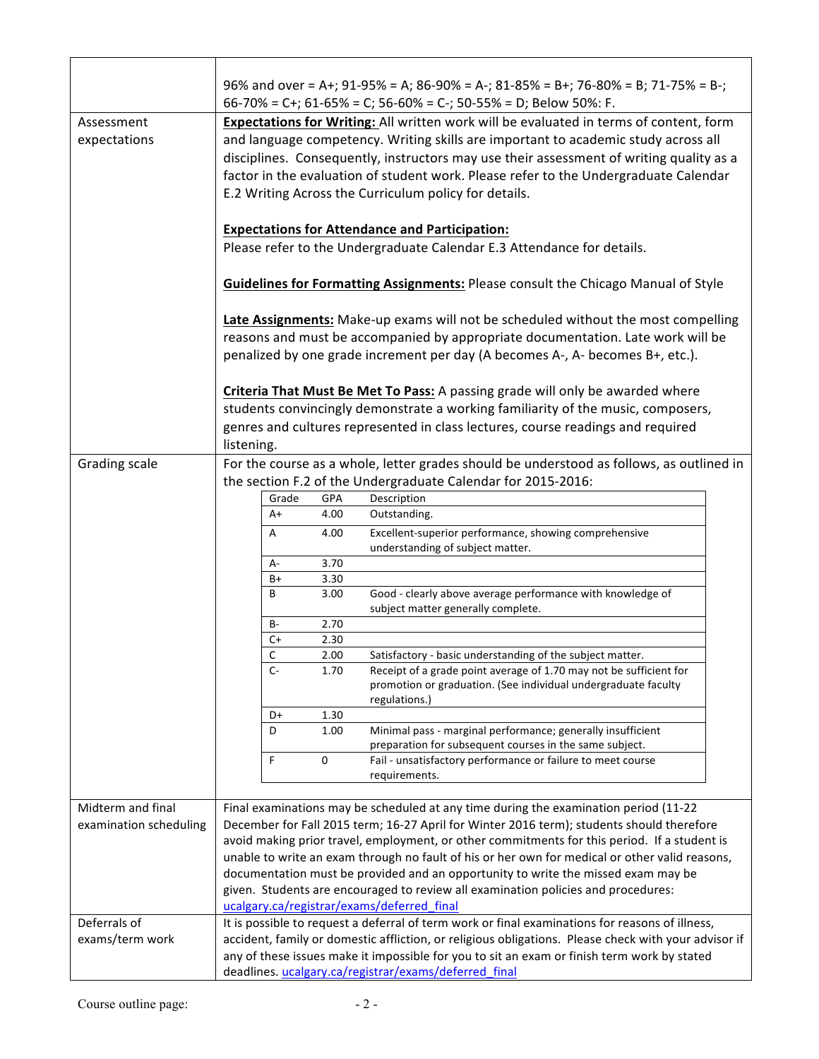| | |
|---|---|
| | 96% and over = A+; 91-95% = A; 86-90% = A-; 81-85% = B+; 76-80% = B; 71-75% = B-; 66-70% = C+; 61-65% = C; 56-60% = C-; 50-55% = D; Below 50%: F. |
| Assessment expectations | **Expectations for Writing:** All written work will be evaluated in terms of content, form and language competency. Writing skills are important to academic study across all disciplines. Consequently, instructors may use their assessment of writing quality as a factor in the evaluation of student work. Please refer to the Undergraduate Calendar E.2 Writing Across the Curriculum policy for details.<br><br>**Expectations for Attendance and Participation:**<br>Please refer to the Undergraduate Calendar E.3 Attendance for details.<br><br>**Guidelines for Formatting Assignments:** Please consult the Chicago Manual of Style<br><br>**Late Assignments:** Make-up exams will not be scheduled without the most compelling reasons and must be accompanied by appropriate documentation. Late work will be penalized by one grade increment per day (A becomes A-, A- becomes B+, etc.).<br><br>**Criteria That Must Be Met To Pass:** A passing grade will only be awarded where students convincingly demonstrate a working familiarity of the music, composers, genres and cultures represented in class lectures, course readings and required listening. |
| Grading scale | For the course as a whole, letter grades should be understood as follows, as outlined in the section F.2 of the Undergraduate Calendar for 2015-2016: (see table below) |
| Midterm and final examination scheduling | Final examinations may be scheduled at any time during the examination period (11-22 December for Fall 2015 term; 16-27 April for Winter 2016 term); students should therefore avoid making prior travel, employment, or other commitments for this period. If a student is unable to write an exam through no fault of his or her own for medical or other valid reasons, documentation must be provided and an opportunity to write the missed exam may be given. Students are encouraged to review all examination policies and procedures: ucalgary.ca/registrar/exams/deferred_final |
| Deferrals of exams/term work | It is possible to request a deferral of term work or final examinations for reasons of illness, accident, family or domestic affliction, or religious obligations. Please check with your advisor if any of these issues make it impossible for you to sit an exam or finish term work by stated deadlines. ucalgary.ca/registrar/exams/deferred_final |

| Grade | GPA | Description |
|---|---|---|
| A+ | 4.00 | Outstanding. |
| A | 4.00 | Excellent-superior performance, showing comprehensive understanding of subject matter. |
| A- | 3.70 | |
| B+ | 3.30 | |
| B | 3.00 | Good - clearly above average performance with knowledge of subject matter generally complete. |
| B- | 2.70 | |
| C+ | 2.30 | |
| C | 2.00 | Satisfactory - basic understanding of the subject matter. |
| C- | 1.70 | Receipt of a grade point average of 1.70 may not be sufficient for promotion or graduation. (See individual undergraduate faculty regulations.) |
| D+ | 1.30 | |
| D | 1.00 | Minimal pass - marginal performance; generally insufficient preparation for subsequent courses in the same subject. |
| F | 0 | Fail - unsatisfactory performance or failure to meet course requirements. |

Course outline page: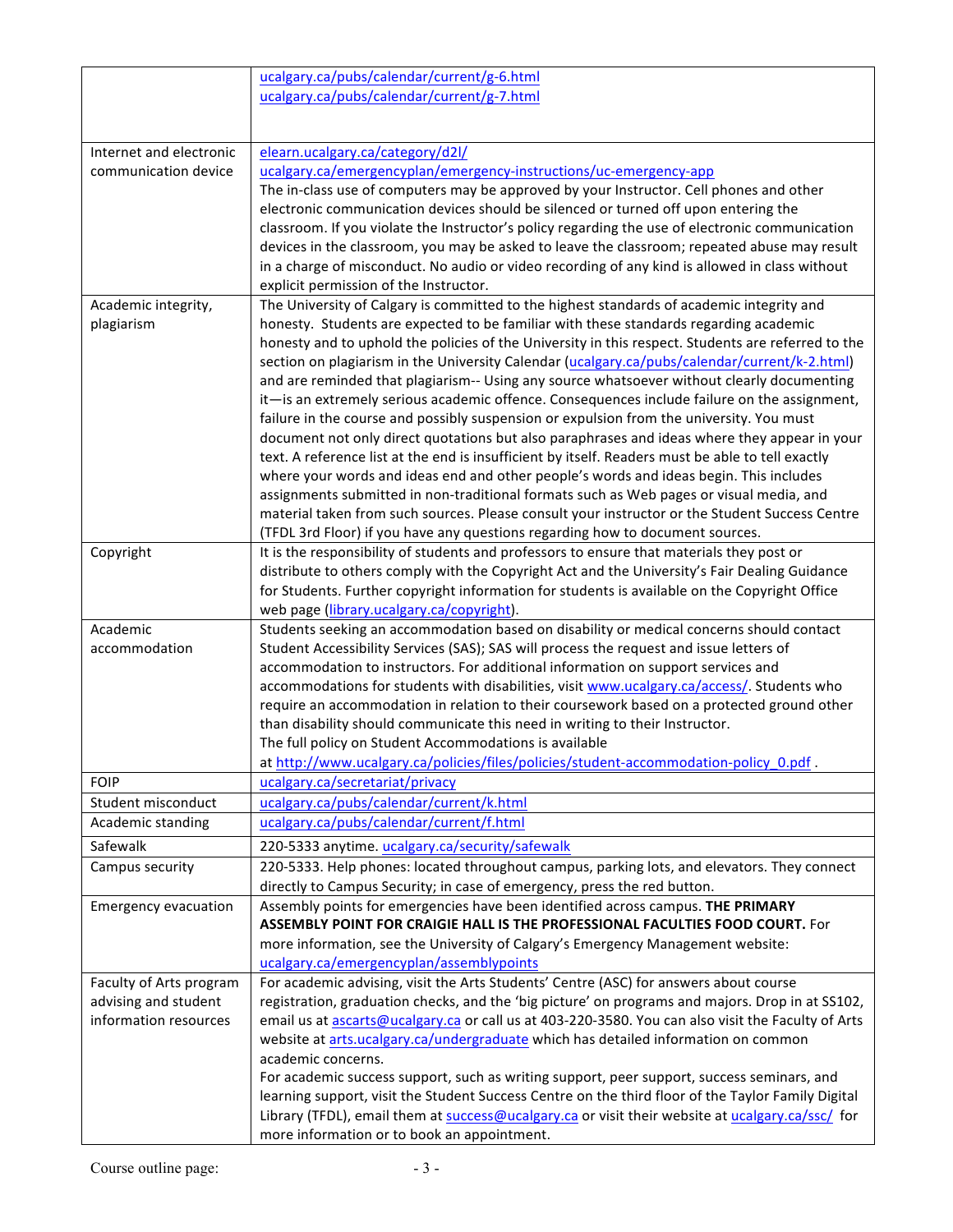| | |
|---|---|
| | ucalgary.ca/pubs/calendar/current/g-6.html<br>ucalgary.ca/pubs/calendar/current/g-7.html |
| Internet and electronic communication device | elearn.ucalgary.ca/category/d2l/<br>ucalgary.ca/emergencyplan/emergency-instructions/uc-emergency-app<br>The in-class use of computers may be approved by your Instructor. Cell phones and other electronic communication devices should be silenced or turned off upon entering the classroom. If you violate the Instructor's policy regarding the use of electronic communication devices in the classroom, you may be asked to leave the classroom; repeated abuse may result in a charge of misconduct. No audio or video recording of any kind is allowed in class without explicit permission of the Instructor. |
| Academic integrity, plagiarism | The University of Calgary is committed to the highest standards of academic integrity and honesty. Students are expected to be familiar with these standards regarding academic honesty and to uphold the policies of the University in this respect. Students are referred to the section on plagiarism in the University Calendar (ucalgary.ca/pubs/calendar/current/k-2.html) and are reminded that plagiarism-- Using any source whatsoever without clearly documenting it—is an extremely serious academic offence. Consequences include failure on the assignment, failure in the course and possibly suspension or expulsion from the university. You must document not only direct quotations but also paraphrases and ideas where they appear in your text. A reference list at the end is insufficient by itself. Readers must be able to tell exactly where your words and ideas end and other people's words and ideas begin. This includes assignments submitted in non-traditional formats such as Web pages or visual media, and material taken from such sources. Please consult your instructor or the Student Success Centre (TFDL 3rd Floor) if you have any questions regarding how to document sources. |
| Copyright | It is the responsibility of students and professors to ensure that materials they post or distribute to others comply with the Copyright Act and the University's Fair Dealing Guidance for Students. Further copyright information for students is available on the Copyright Office web page (library.ucalgary.ca/copyright). |
| Academic accommodation | Students seeking an accommodation based on disability or medical concerns should contact Student Accessibility Services (SAS); SAS will process the request and issue letters of accommodation to instructors. For additional information on support services and accommodations for students with disabilities, visit www.ucalgary.ca/access/. Students who require an accommodation in relation to their coursework based on a protected ground other than disability should communicate this need in writing to their Instructor.<br>The full policy on Student Accommodations is available at http://www.ucalgary.ca/policies/files/policies/student-accommodation-policy_0.pdf . |
| FOIP | ucalgary.ca/secretariat/privacy |
| Student misconduct | ucalgary.ca/pubs/calendar/current/k.html |
| Academic standing | ucalgary.ca/pubs/calendar/current/f.html |
| Safewalk | 220-5333 anytime. ucalgary.ca/security/safewalk |
| Campus security | 220-5333. Help phones: located throughout campus, parking lots, and elevators. They connect directly to Campus Security; in case of emergency, press the red button. |
| Emergency evacuation | Assembly points for emergencies have been identified across campus. **THE PRIMARY ASSEMBLY POINT FOR CRAIGIE HALL IS THE PROFESSIONAL FACULTIES FOOD COURT.** For more information, see the University of Calgary's Emergency Management website: ucalgary.ca/emergencyplan/assemblypoints |
| Faculty of Arts program advising and student information resources | For academic advising, visit the Arts Students' Centre (ASC) for answers about course registration, graduation checks, and the 'big picture' on programs and majors. Drop in at SS102, email us at ascarts@ucalgary.ca or call us at 403-220-3580. You can also visit the Faculty of Arts website at arts.ucalgary.ca/undergraduate which has detailed information on common academic concerns.<br>For academic success support, such as writing support, peer support, success seminars, and learning support, visit the Student Success Centre on the third floor of the Taylor Family Digital Library (TFDL), email them at success@ucalgary.ca or visit their website at ucalgary.ca/ssc/ for more information or to book an appointment. |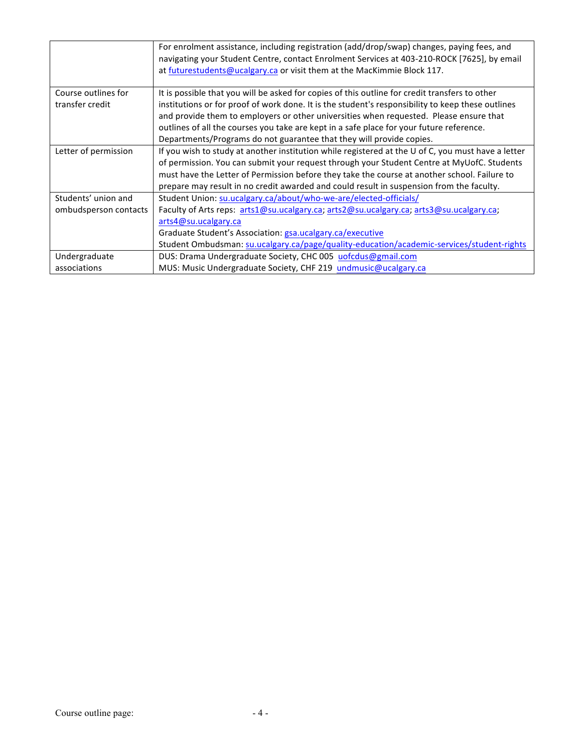| | |
|---|---|
| | For enrolment assistance, including registration (add/drop/swap) changes, paying fees, and navigating your Student Centre, contact Enrolment Services at 403-210-ROCK [7625], by email at futurestudents@ucalgary.ca or visit them at the MacKimmie Block 117. |
| Course outlines for transfer credit | It is possible that you will be asked for copies of this outline for credit transfers to other institutions or for proof of work done. It is the student's responsibility to keep these outlines and provide them to employers or other universities when requested. Please ensure that outlines of all the courses you take are kept in a safe place for your future reference. Departments/Programs do not guarantee that they will provide copies. |
| Letter of permission | If you wish to study at another institution while registered at the U of C, you must have a letter of permission. You can submit your request through your Student Centre at MyUofC. Students must have the Letter of Permission before they take the course at another school. Failure to prepare may result in no credit awarded and could result in suspension from the faculty. |
| Students' union and ombudsperson contacts | Student Union: su.ucalgary.ca/about/who-we-are/elected-officials/<br>Faculty of Arts reps: arts1@su.ucalgary.ca; arts2@su.ucalgary.ca; arts3@su.ucalgary.ca; arts4@su.ucalgary.ca<br>Graduate Student's Association: gsa.ucalgary.ca/executive<br>Student Ombudsman: su.ucalgary.ca/page/quality-education/academic-services/student-rights |
| Undergraduate associations | DUS: Drama Undergraduate Society, CHC 005 uofcdus@gmail.com<br>MUS: Music Undergraduate Society, CHF 219 undmusic@ucalgary.ca |